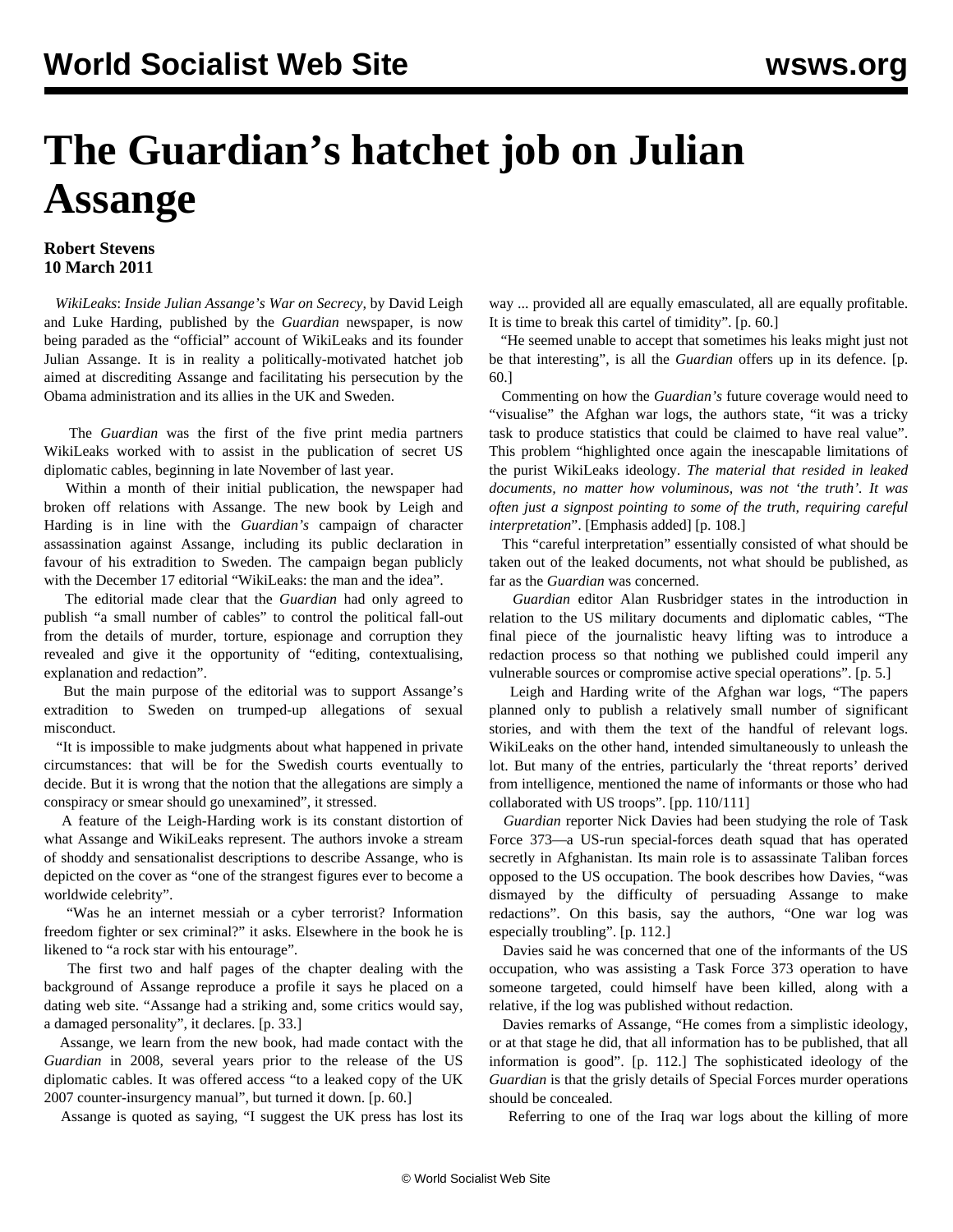# The Guardian's hatchet job on Julian Assange

**Robert Stevens**
**10 March 2011**

*WikiLeaks*: *Inside Julian Assange's War on Secrecy*, by David Leigh and Luke Harding, published by the *Guardian* newspaper, is now being paraded as the "official" account of WikiLeaks and its founder Julian Assange. It is in reality a politically-motivated hatchet job aimed at discrediting Assange and facilitating his persecution by the Obama administration and its allies in the UK and Sweden.

The *Guardian* was the first of the five print media partners WikiLeaks worked with to assist in the publication of secret US diplomatic cables, beginning in late November of last year.

Within a month of their initial publication, the newspaper had broken off relations with Assange. The new book by Leigh and Harding is in line with the *Guardian's* campaign of character assassination against Assange, including its public declaration in favour of his extradition to Sweden. The campaign began publicly with the December 17 editorial "WikiLeaks: the man and the idea".

The editorial made clear that the *Guardian* had only agreed to publish "a small number of cables" to control the political fall-out from the details of murder, torture, espionage and corruption they revealed and give it the opportunity of "editing, contextualising, explanation and redaction".

But the main purpose of the editorial was to support Assange's extradition to Sweden on trumped-up allegations of sexual misconduct.

"It is impossible to make judgments about what happened in private circumstances: that will be for the Swedish courts eventually to decide. But it is wrong that the notion that the allegations are simply a conspiracy or smear should go unexamined", it stressed.

A feature of the Leigh-Harding work is its constant distortion of what Assange and WikiLeaks represent. The authors invoke a stream of shoddy and sensationalist descriptions to describe Assange, who is depicted on the cover as "one of the strangest figures ever to become a worldwide celebrity".

"Was he an internet messiah or a cyber terrorist? Information freedom fighter or sex criminal?" it asks. Elsewhere in the book he is likened to "a rock star with his entourage".

The first two and half pages of the chapter dealing with the background of Assange reproduce a profile it says he placed on a dating web site. "Assange had a striking and, some critics would say, a damaged personality", it declares. [p. 33.]

Assange, we learn from the new book, had made contact with the *Guardian* in 2008, several years prior to the release of the US diplomatic cables. It was offered access "to a leaked copy of the UK 2007 counter-insurgency manual", but turned it down. [p. 60.]

Assange is quoted as saying, "I suggest the UK press has lost its way ... provided all are equally emasculated, all are equally profitable. It is time to break this cartel of timidity". [p. 60.]

"He seemed unable to accept that sometimes his leaks might just not be that interesting", is all the *Guardian* offers up in its defence. [p. 60.]

Commenting on how the *Guardian's* future coverage would need to "visualise" the Afghan war logs, the authors state, "it was a tricky task to produce statistics that could be claimed to have real value". This problem "highlighted once again the inescapable limitations of the purist WikiLeaks ideology. *The material that resided in leaked documents, no matter how voluminous, was not 'the truth'. It was often just a signpost pointing to some of the truth, requiring careful interpretation*". [Emphasis added] [p. 108.]

This "careful interpretation" essentially consisted of what should be taken out of the leaked documents, not what should be published, as far as the *Guardian* was concerned.

*Guardian* editor Alan Rusbridger states in the introduction in relation to the US military documents and diplomatic cables, "The final piece of the journalistic heavy lifting was to introduce a redaction process so that nothing we published could imperil any vulnerable sources or compromise active special operations". [p. 5.]

Leigh and Harding write of the Afghan war logs, "The papers planned only to publish a relatively small number of significant stories, and with them the text of the handful of relevant logs. WikiLeaks on the other hand, intended simultaneously to unleash the lot. But many of the entries, particularly the 'threat reports' derived from intelligence, mentioned the name of informants or those who had collaborated with US troops". [pp. 110/111]

*Guardian* reporter Nick Davies had been studying the role of Task Force 373—a US-run special-forces death squad that has operated secretly in Afghanistan. Its main role is to assassinate Taliban forces opposed to the US occupation. The book describes how Davies, "was dismayed by the difficulty of persuading Assange to make redactions". On this basis, say the authors, "One war log was especially troubling". [p. 112.]

Davies said he was concerned that one of the informants of the US occupation, who was assisting a Task Force 373 operation to have someone targeted, could himself have been killed, along with a relative, if the log was published without redaction.

Davies remarks of Assange, "He comes from a simplistic ideology, or at that stage he did, that all information has to be published, that all information is good". [p. 112.] The sophisticated ideology of the *Guardian* is that the grisly details of Special Forces murder operations should be concealed.

Referring to one of the Iraq war logs about the killing of more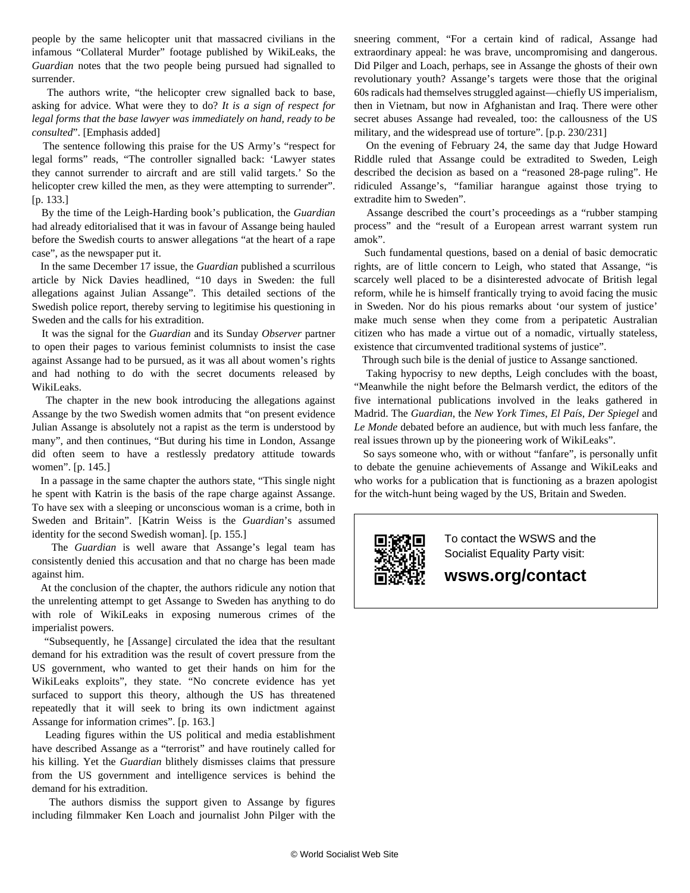people by the same helicopter unit that massacred civilians in the infamous "Collateral Murder" footage published by WikiLeaks, the *Guardian* notes that the two people being pursued had signalled to surrender.

The authors write, "the helicopter crew signalled back to base, asking for advice. What were they to do? *It is a sign of respect for legal forms that the base lawyer was immediately on hand, ready to be consulted*". [Emphasis added]

The sentence following this praise for the US Army's "respect for legal forms" reads, "The controller signalled back: 'Lawyer states they cannot surrender to aircraft and are still valid targets.' So the helicopter crew killed the men, as they were attempting to surrender". [p. 133.]

By the time of the Leigh-Harding book's publication, the *Guardian* had already editorialised that it was in favour of Assange being hauled before the Swedish courts to answer allegations "at the heart of a rape case", as the newspaper put it.

In the same December 17 issue, the *Guardian* published a scurrilous article by Nick Davies headlined, "10 days in Sweden: the full allegations against Julian Assange". This detailed sections of the Swedish police report, thereby serving to legitimise his questioning in Sweden and the calls for his extradition.

It was the signal for the *Guardian* and its Sunday *Observer* partner to open their pages to various feminist columnists to insist the case against Assange had to be pursued, as it was all about women's rights and had nothing to do with the secret documents released by WikiLeaks.

The chapter in the new book introducing the allegations against Assange by the two Swedish women admits that "on present evidence Julian Assange is absolutely not a rapist as the term is understood by many", and then continues, "But during his time in London, Assange did often seem to have a restlessly predatory attitude towards women". [p. 145.]

In a passage in the same chapter the authors state, "This single night he spent with Katrin is the basis of the rape charge against Assange. To have sex with a sleeping or unconscious woman is a crime, both in Sweden and Britain". [Katrin Weiss is the *Guardian*'s assumed identity for the second Swedish woman]. [p. 155.]

The *Guardian* is well aware that Assange's legal team has consistently denied this accusation and that no charge has been made against him.

At the conclusion of the chapter, the authors ridicule any notion that the unrelenting attempt to get Assange to Sweden has anything to do with role of WikiLeaks in exposing numerous crimes of the imperialist powers.

"Subsequently, he [Assange] circulated the idea that the resultant demand for his extradition was the result of covert pressure from the US government, who wanted to get their hands on him for the WikiLeaks exploits", they state. "No concrete evidence has yet surfaced to support this theory, although the US has threatened repeatedly that it will seek to bring its own indictment against Assange for information crimes". [p. 163.]

Leading figures within the US political and media establishment have described Assange as a "terrorist" and have routinely called for his killing. Yet the *Guardian* blithely dismisses claims that pressure from the US government and intelligence services is behind the demand for his extradition.

The authors dismiss the support given to Assange by figures including filmmaker Ken Loach and journalist John Pilger with the sneering comment, "For a certain kind of radical, Assange had extraordinary appeal: he was brave, uncompromising and dangerous. Did Pilger and Loach, perhaps, see in Assange the ghosts of their own revolutionary youth? Assange's targets were those that the original 60s radicals had themselves struggled against—chiefly US imperialism, then in Vietnam, but now in Afghanistan and Iraq. There were other secret abuses Assange had revealed, too: the callousness of the US military, and the widespread use of torture". [p.p. 230/231]

On the evening of February 24, the same day that Judge Howard Riddle ruled that Assange could be extradited to Sweden, Leigh described the decision as based on a "reasoned 28-page ruling". He ridiculed Assange's, "familiar harangue against those trying to extradite him to Sweden".

Assange described the court's proceedings as a "rubber stamping process" and the "result of a European arrest warrant system run amok".

Such fundamental questions, based on a denial of basic democratic rights, are of little concern to Leigh, who stated that Assange, "is scarcely well placed to be a disinterested advocate of British legal reform, while he is himself frantically trying to avoid facing the music in Sweden. Nor do his pious remarks about 'our system of justice' make much sense when they come from a peripatetic Australian citizen who has made a virtue out of a nomadic, virtually stateless, existence that circumvented traditional systems of justice".

Through such bile is the denial of justice to Assange sanctioned.

Taking hypocrisy to new depths, Leigh concludes with the boast, "Meanwhile the night before the Belmarsh verdict, the editors of the five international publications involved in the leaks gathered in Madrid. The *Guardian*, the *New York Times*, *El País*, *Der Spiegel* and *Le Monde* debated before an audience, but with much less fanfare, the real issues thrown up by the pioneering work of WikiLeaks".

So says someone who, with or without "fanfare", is personally unfit to debate the genuine achievements of Assange and WikiLeaks and who works for a publication that is functioning as a brazen apologist for the witch-hunt being waged by the US, Britain and Sweden.

To contact the WSWS and the Socialist Equality Party visit:

**wsws.org/contact**